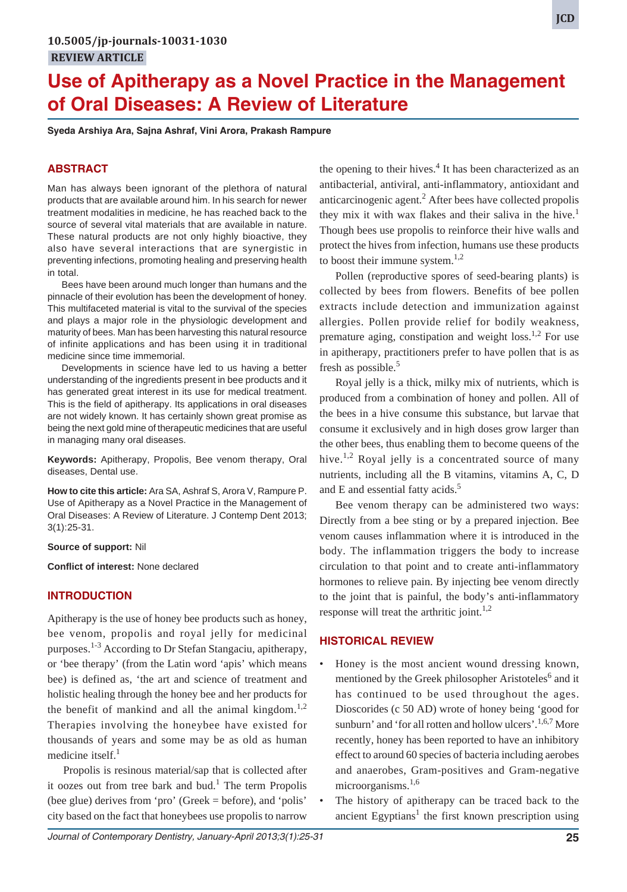10.5005/jp-journals-10031-1030

REVIEW ARTICLE

# Use of Apitherapy as a Novel Practice in the Management of Oral Diseases: A Review of Literature

**Syeda Arshiya Ara, Sajna Ashraf, Vini Arora, Prakash Rampure**

## ABSTRACT

Man has always been ignorant of the plethora of natural products that are available around him. In his search for newer treatment modalities in medicine, he has reached back to the source of several vital materials that are available in nature. These natural products are not only highly bioactive, they also have several interactions that are synergistic in preventing infections, promoting healing and preserving health in total.

Bees have been around much longer than humans and the pinnacle of their evolution has been the development of honey. This multifaceted material is vital to the survival of the species and plays a major role in the physiologic development and maturity of bees. Man has been harvesting this natural resource of infinite applications and has been using it in traditional medicine since time immemorial.

Developments in science have led to us having a better understanding of the ingredients present in bee products and it has generated great interest in its use for medical treatment. This is the field of apitherapy. Its applications in oral diseases are not widely known. It has certainly shown great promise as being the next gold mine of therapeutic medicines that are useful in managing many oral diseases.

**Keywords:** Apitherapy, Propolis, Bee venom therapy, Oral diseases, Dental use.

**How to cite this article:** Ara SA, Ashraf S, Arora V, Rampure P. Use of Apitherapy as a Novel Practice in the Management of Oral Diseases: A Review of Literature. J Contemp Dent 2013; 3(1):25-31.

**Source of support:** Nil

**Conflict of interest:** None declared

## INTRODUCTION

Apitherapy is the use of honey bee products such as honey, bee venom, propolis and royal jelly for medicinal purposes.[1-3] According to Dr Stefan Stangaciu, apitherapy, or 'bee therapy' (from the Latin word 'apis' which means bee) is defined as, 'the art and science of treatment and holistic healing through the honey bee and her products for the benefit of mankind and all the animal kingdom.[1,2] Therapies involving the honeybee have existed for thousands of years and some may be as old as human medicine itself.[1]

Propolis is resinous material/sap that is collected after it oozes out from tree bark and bud.[1] The term Propolis (bee glue) derives from 'pro' (Greek = before), and 'polis' city based on the fact that honeybees use propolis to narrow the opening to their hives.[4] It has been characterized as an antibacterial, antiviral, anti-inflammatory, antioxidant and anticarcinogenic agent.[2] After bees have collected propolis they mix it with wax flakes and their saliva in the hive.[1] Though bees use propolis to reinforce their hive walls and protect the hives from infection, humans use these products to boost their immune system.[1,2]

Pollen (reproductive spores of seed-bearing plants) is collected by bees from flowers. Benefits of bee pollen extracts include detection and immunization against allergies. Pollen provide relief for bodily weakness, premature aging, constipation and weight loss.[1,2] For use in apitherapy, practitioners prefer to have pollen that is as fresh as possible.[5]

Royal jelly is a thick, milky mix of nutrients, which is produced from a combination of honey and pollen. All of the bees in a hive consume this substance, but larvae that consume it exclusively and in high doses grow larger than the other bees, thus enabling them to become queens of the hive.[1,2] Royal jelly is a concentrated source of many nutrients, including all the B vitamins, vitamins A, C, D and E and essential fatty acids.[5]

Bee venom therapy can be administered two ways: Directly from a bee sting or by a prepared injection. Bee venom causes inflammation where it is introduced in the body. The inflammation triggers the body to increase circulation to that point and to create anti-inflammatory hormones to relieve pain. By injecting bee venom directly to the joint that is painful, the body's anti-inflammatory response will treat the arthritic joint.[1,2]

## HISTORICAL REVIEW

- Honey is the most ancient wound dressing known, mentioned by the Greek philosopher Aristoteles[6] and it has continued to be used throughout the ages. Dioscorides (c 50 AD) wrote of honey being 'good for sunburn' and 'for all rotten and hollow ulcers'.[1,6,7] More recently, honey has been reported to have an inhibitory effect to around 60 species of bacteria including aerobes and anaerobes, Gram-positives and Gram-negative microorganisms.[1,6]
- The history of apitherapy can be traced back to the ancient Egyptians[1] the first known prescription using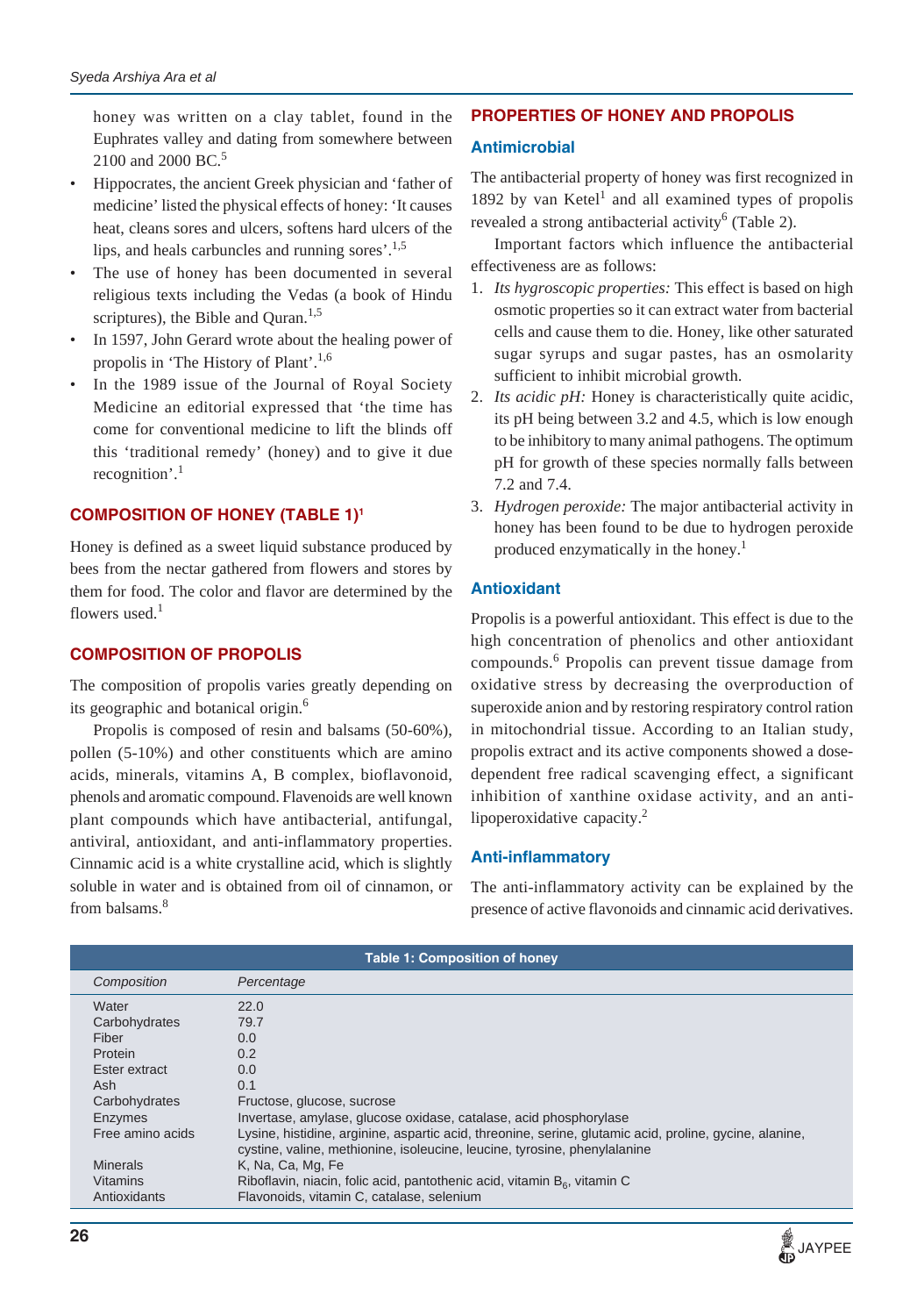honey was written on a clay tablet, found in the Euphrates valley and dating from somewhere between 2100 and 2000 BC.[5]

- Hippocrates, the ancient Greek physician and 'father of medicine' listed the physical effects of honey: 'It causes heat, cleans sores and ulcers, softens hard ulcers of the lips, and heals carbuncles and running sores'.[1,5]
- The use of honey has been documented in several religious texts including the Vedas (a book of Hindu scriptures), the Bible and Quran.[1,5]
- In 1597, John Gerard wrote about the healing power of propolis in 'The History of Plant'.[1,6]
- In the 1989 issue of the Journal of Royal Society Medicine an editorial expressed that 'the time has come for conventional medicine to lift the blinds off this 'traditional remedy' (honey) and to give it due recognition'.[1]

## COMPOSITION OF HONEY (TABLE 1)[1]

Honey is defined as a sweet liquid substance produced by bees from the nectar gathered from flowers and stores by them for food. The color and flavor are determined by the flowers used.[1]

## COMPOSITION OF PROPOLIS

The composition of propolis varies greatly depending on its geographic and botanical origin.[6]

Propolis is composed of resin and balsams (50-60%), pollen (5-10%) and other constituents which are amino acids, minerals, vitamins A, B complex, bioflavonoid, phenols and aromatic compound. Flavenoids are well known plant compounds which have antibacterial, antifungal, antiviral, antioxidant, and anti-inflammatory properties. Cinnamic acid is a white crystalline acid, which is slightly soluble in water and is obtained from oil of cinnamon, or from balsams.[8]

## PROPERTIES OF HONEY AND PROPOLIS

### Antimicrobial

The antibacterial property of honey was first recognized in 1892 by van Ketel[1] and all examined types of propolis revealed a strong antibacterial activity[6] (Table 2).

Important factors which influence the antibacterial effectiveness are as follows:

1. *Its hygroscopic properties:* This effect is based on high osmotic properties so it can extract water from bacterial cells and cause them to die. Honey, like other saturated sugar syrups and sugar pastes, has an osmolarity sufficient to inhibit microbial growth.
2. *Its acidic pH:* Honey is characteristically quite acidic, its pH being between 3.2 and 4.5, which is low enough to be inhibitory to many animal pathogens. The optimum pH for growth of these species normally falls between 7.2 and 7.4.
3. *Hydrogen peroxide:* The major antibacterial activity in honey has been found to be due to hydrogen peroxide produced enzymatically in the honey.[1]

### Antioxidant

Propolis is a powerful antioxidant. This effect is due to the high concentration of phenolics and other antioxidant compounds.[6] Propolis can prevent tissue damage from oxidative stress by decreasing the overproduction of superoxide anion and by restoring respiratory control ration in mitochondrial tissue. According to an Italian study, propolis extract and its active components showed a dose-dependent free radical scavenging effect, a significant inhibition of xanthine oxidase activity, and an anti-lipoperoxidative capacity.[2]

### Anti-inflammatory

The anti-inflammatory activity can be explained by the presence of active flavonoids and cinnamic acid derivatives.

**Table 1: Composition of honey**

| *Composition* | *Percentage* |
|---|---|
| Water | 22.0 |
| Carbohydrates | 79.7 |
| Fiber | 0.0 |
| Protein | 0.2 |
| Ester extract | 0.0 |
| Ash | 0.1 |
| Carbohydrates | Fructose, glucose, sucrose |
| Enzymes | Invertase, amylase, glucose oxidase, catalase, acid phosphorylase |
| Free amino acids | Lysine, histidine, arginine, aspartic acid, threonine, serine, glutamic acid, proline, gycine, alanine, cystine, valine, methionine, isoleucine, leucine, tyrosine, phenylalanine |
| Minerals | K, Na, Ca, Mg, Fe |
| Vitamins | Riboflavin, niacin, folic acid, pantothenic acid, vitamin $B_6$, vitamin C |
| Antioxidants | Flavonoids, vitamin C, catalase, selenium |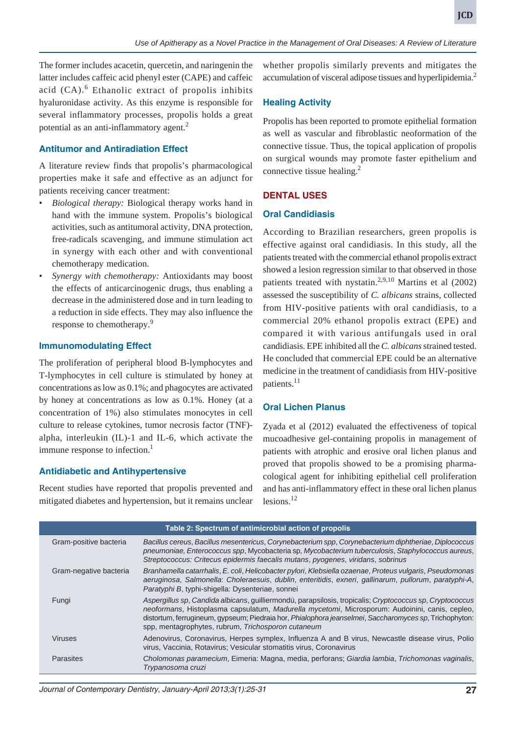The former includes acacetin, quercetin, and naringenin the latter includes caffeic acid phenyl ester (CAPE) and caffeic acid (CA).[6] Ethanolic extract of propolis inhibits hyaluronidase activity. As this enzyme is responsible for several inflammatory processes, propolis holds a great potential as an anti-inflammatory agent.[2]

### Antitumor and Antiradiation Effect

A literature review finds that propolis's pharmacological properties make it safe and effective as an adjunct for patients receiving cancer treatment:

- *Biological therapy:* Biological therapy works hand in hand with the immune system. Propolis's biological activities, such as antitumoral activity, DNA protection, free-radicals scavenging, and immune stimulation act in synergy with each other and with conventional chemotherapy medication.
- *Synergy with chemotherapy:* Antioxidants may boost the effects of anticarcinogenic drugs, thus enabling a decrease in the administered dose and in turn leading to a reduction in side effects. They may also influence the response to chemotherapy.[9]

### Immunomodulating Effect

The proliferation of peripheral blood B-lymphocytes and T-lymphocytes in cell culture is stimulated by honey at concentrations as low as 0.1%; and phagocytes are activated by honey at concentrations as low as 0.1%. Honey (at a concentration of 1%) also stimulates monocytes in cell culture to release cytokines, tumor necrosis factor (TNF)-alpha, interleukin (IL)-1 and IL-6, which activate the immune response to infection.[1]

### Antidiabetic and Antihypertensive

Recent studies have reported that propolis prevented and mitigated diabetes and hypertension, but it remains unclear whether propolis similarly prevents and mitigates the accumulation of visceral adipose tissues and hyperlipidemia.[2]

### Healing Activity

Propolis has been reported to promote epithelial formation as well as vascular and fibroblastic neoformation of the connective tissue. Thus, the topical application of propolis on surgical wounds may promote faster epithelium and connective tissue healing.[2]

## DENTAL USES

### Oral Candidiasis

According to Brazilian researchers, green propolis is effective against oral candidiasis. In this study, all the patients treated with the commercial ethanol propolis extract showed a lesion regression similar to that observed in those patients treated with nystatin.[2,9,10] Martins et al (2002) assessed the susceptibility of *C. albicans* strains, collected from HIV-positive patients with oral candidiasis, to a commercial 20% ethanol propolis extract (EPE) and compared it with various antifungals used in oral candidiasis. EPE inhibited all the *C. albicans* strained tested. He concluded that commercial EPE could be an alternative medicine in the treatment of candidiasis from HIV-positive patients.[11]

### Oral Lichen Planus

Zyada et al (2012) evaluated the effectiveness of topical mucoadhesive gel-containing propolis in management of patients with atrophic and erosive oral lichen planus and proved that propolis showed to be a promising pharmacological agent for inhibiting epithelial cell proliferation and has anti-inflammatory effect in these oral lichen planus lesions.[12]

**Table 2: Spectrum of antimicrobial action of propolis**

| | |
|---|---|
| Gram-positive bacteria | *Bacillus cereus*, *Bacillus mesentericus*, *Corynebacterium spp*, *Corynebacterium diphtheriae*, *Diplococcus pneumoniae*, *Enterococcus spp*, Mycobacteria sp, *Mycobacterium tuberculosis*, *Staphylococcus aureus*, *Streptococcus: Critecus epidermis faecalis mutans*, *pyogenes*, *viridans*, *sobrinus* |
| Gram-negative bacteria | *Branhamella catarrhalis*, *E. coli*, *Helicobacter pylori*, *Klebsiella ozaenae*, *Proteus vulgaris*, *Pseudomonas aeruginosa*, *Salmonella*: *Choleraesuis*, *dublin*, *enteritidis*, *exneri*, *gallinarum*, *pullorum*, *paratyphi-A*, *Paratyphi B*, typhi-shigella: Dysenteriae, sonnei |
| Fungi | *Aspergillus sp*, *Candida albicans*, guilliermondü, parapsilosis, tropicalis; *Cryptococcus sp*, *Cryptococcus neoformans*, Histoplasma capsulatum, *Madurella mycetomi*, Microsporum: Audoinini, canis, cepleo, distortum, ferrugineum, gypseum; Piedraia hor, *Phialophora jeanselmei*, *Saccharomyces sp*, Trichophyton: spp, mentagrophytes, rubrum, *Trichosporon cutaneum* |
| Viruses | Adenovirus, Coronavirus, Herpes symplex, Influenza A and B virus, Newcastle disease virus, Polio virus, Vaccinia, Rotavirus; Vesicular stomatitis virus, Coronavirus |
| Parasites | *Cholomonas paramecium*, Eimeria: Magna, media, perforans; *Giardia lambia*, *Trichomonas vaginalis*, *Trypanosoma cruzi* |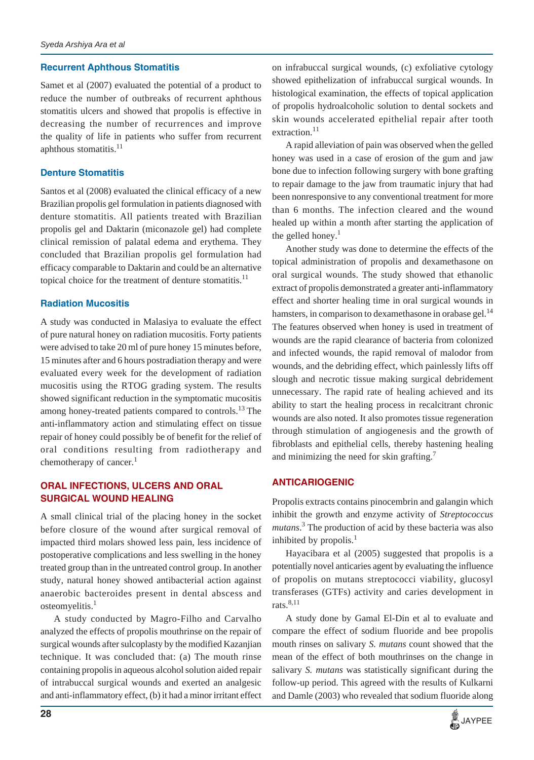### Recurrent Aphthous Stomatitis

Samet et al (2007) evaluated the potential of a product to reduce the number of outbreaks of recurrent aphthous stomatitis ulcers and showed that propolis is effective in decreasing the number of recurrences and improve the quality of life in patients who suffer from recurrent aphthous stomatitis.[11]

### Denture Stomatitis

Santos et al (2008) evaluated the clinical efficacy of a new Brazilian propolis gel formulation in patients diagnosed with denture stomatitis. All patients treated with Brazilian propolis gel and Daktarin (miconazole gel) had complete clinical remission of palatal edema and erythema. They concluded that Brazilian propolis gel formulation had efficacy comparable to Daktarin and could be an alternative topical choice for the treatment of denture stomatitis.[11]

### Radiation Mucositis

A study was conducted in Malasiya to evaluate the effect of pure natural honey on radiation mucositis. Forty patients were advised to take 20 ml of pure honey 15 minutes before, 15 minutes after and 6 hours postradiation therapy and were evaluated every week for the development of radiation mucositis using the RTOG grading system. The results showed significant reduction in the symptomatic mucositis among honey-treated patients compared to controls.[13] The anti-inflammatory action and stimulating effect on tissue repair of honey could possibly be of benefit for the relief of oral conditions resulting from radiotherapy and chemotherapy of cancer.[1]

## ORAL INFECTIONS, ULCERS AND ORAL SURGICAL WOUND HEALING

A small clinical trial of the placing honey in the socket before closure of the wound after surgical removal of impacted third molars showed less pain, less incidence of postoperative complications and less swelling in the honey treated group than in the untreated control group. In another study, natural honey showed antibacterial action against anaerobic bacteroides present in dental abscess and osteomyelitis.[1]

A study conducted by Magro-Filho and Carvalho analyzed the effects of propolis mouthrinse on the repair of surgical wounds after sulcoplasty by the modified Kazanjian technique. It was concluded that: (a) The mouth rinse containing propolis in aqueous alcohol solution aided repair of intrabuccal surgical wounds and exerted an analgesic and anti-inflammatory effect, (b) it had a minor irritant effect on infrabuccal surgical wounds, (c) exfoliative cytology showed epithelization of infrabuccal surgical wounds. In histological examination, the effects of topical application of propolis hydroalcoholic solution to dental sockets and skin wounds accelerated epithelial repair after tooth extraction.[11]

A rapid alleviation of pain was observed when the gelled honey was used in a case of erosion of the gum and jaw bone due to infection following surgery with bone grafting to repair damage to the jaw from traumatic injury that had been nonresponsive to any conventional treatment for more than 6 months. The infection cleared and the wound healed up within a month after starting the application of the gelled honey.[1]

Another study was done to determine the effects of the topical administration of propolis and dexamethasone on oral surgical wounds. The study showed that ethanolic extract of propolis demonstrated a greater anti-inflammatory effect and shorter healing time in oral surgical wounds in hamsters, in comparison to dexamethasone in orabase gel.[14] The features observed when honey is used in treatment of wounds are the rapid clearance of bacteria from colonized and infected wounds, the rapid removal of malodor from wounds, and the debriding effect, which painlessly lifts off slough and necrotic tissue making surgical debridement unnecessary. The rapid rate of healing achieved and its ability to start the healing process in recalcitrant chronic wounds are also noted. It also promotes tissue regeneration through stimulation of angiogenesis and the growth of fibroblasts and epithelial cells, thereby hastening healing and minimizing the need for skin grafting.[7]

## ANTICARIOGENIC

Propolis extracts contains pinocembrin and galangin which inhibit the growth and enzyme activity of *Streptococcus mutans*.[3] The production of acid by these bacteria was also inhibited by propolis.[1]

Hayacibara et al (2005) suggested that propolis is a potentially novel anticaries agent by evaluating the influence of propolis on mutans streptococci viability, glucosyl transferases (GTFs) activity and caries development in rats.[8,11]

A study done by Gamal El-Din et al to evaluate and compare the effect of sodium fluoride and bee propolis mouth rinses on salivary *S. mutans* count showed that the mean of the effect of both mouthrinses on the change in salivary *S. mutans* was statistically significant during the follow-up period. This agreed with the results of Kulkarni and Damle (2003) who revealed that sodium fluoride along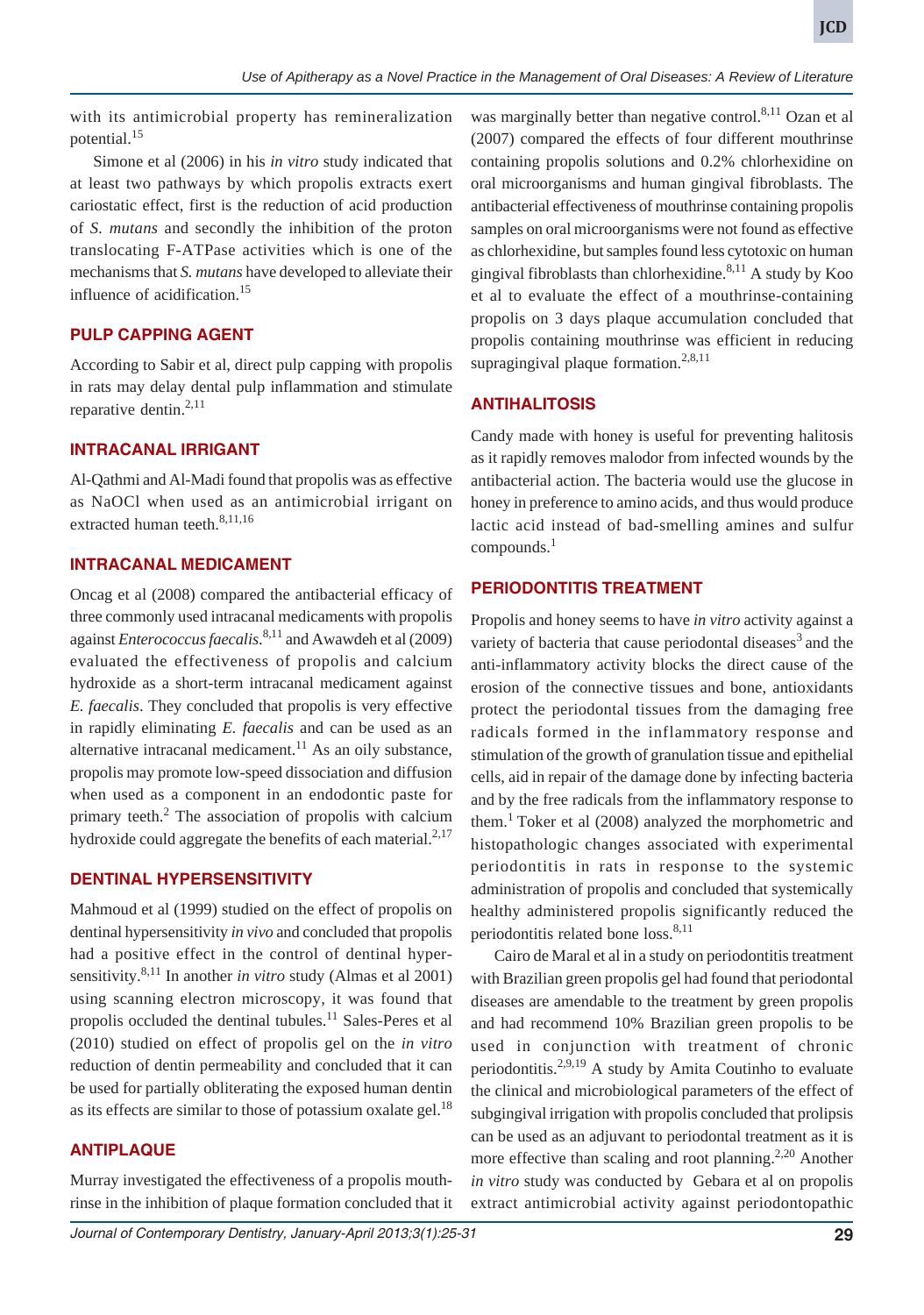with its antimicrobial property has remineralization potential.[15]

Simone et al (2006) in his *in vitro* study indicated that at least two pathways by which propolis extracts exert cariostatic effect, first is the reduction of acid production of *S. mutans* and secondly the inhibition of the proton translocating F-ATPase activities which is one of the mechanisms that *S. mutans* have developed to alleviate their influence of acidification.[15]

## PULP CAPPING AGENT

According to Sabir et al, direct pulp capping with propolis in rats may delay dental pulp inflammation and stimulate reparative dentin.[2,11]

## INTRACANAL IRRIGANT

Al-Qathmi and Al-Madi found that propolis was as effective as NaOCl when used as an antimicrobial irrigant on extracted human teeth.[8,11,16]

## INTRACANAL MEDICAMENT

Oncag et al (2008) compared the antibacterial efficacy of three commonly used intracanal medicaments with propolis against *Enterococcus faecalis*.[8,11] and Awawdeh et al (2009) evaluated the effectiveness of propolis and calcium hydroxide as a short-term intracanal medicament against *E. faecalis*. They concluded that propolis is very effective in rapidly eliminating *E. faecalis* and can be used as an alternative intracanal medicament.[11] As an oily substance, propolis may promote low-speed dissociation and diffusion when used as a component in an endodontic paste for primary teeth.[2] The association of propolis with calcium hydroxide could aggregate the benefits of each material.[2,17]

## DENTINAL HYPERSENSITIVITY

Mahmoud et al (1999) studied on the effect of propolis on dentinal hypersensitivity *in vivo* and concluded that propolis had a positive effect in the control of dentinal hypersensitivity.[8,11] In another *in vitro* study (Almas et al 2001) using scanning electron microscopy, it was found that propolis occluded the dentinal tubules.[11] Sales-Peres et al (2010) studied on effect of propolis gel on the *in vitro* reduction of dentin permeability and concluded that it can be used for partially obliterating the exposed human dentin as its effects are similar to those of potassium oxalate gel.[18]

## ANTIPLAQUE

Murray investigated the effectiveness of a propolis mouthrinse in the inhibition of plaque formation concluded that it was marginally better than negative control.[8,11] Ozan et al (2007) compared the effects of four different mouthrinse containing propolis solutions and 0.2% chlorhexidine on oral microorganisms and human gingival fibroblasts. The antibacterial effectiveness of mouthrinse containing propolis samples on oral microorganisms were not found as effective as chlorhexidine, but samples found less cytotoxic on human gingival fibroblasts than chlorhexidine.[8,11] A study by Koo et al to evaluate the effect of a mouthrinse-containing propolis on 3 days plaque accumulation concluded that propolis containing mouthrinse was efficient in reducing supragingival plaque formation.[2,8,11]

## ANTIHALITOSIS

Candy made with honey is useful for preventing halitosis as it rapidly removes malodor from infected wounds by the antibacterial action. The bacteria would use the glucose in honey in preference to amino acids, and thus would produce lactic acid instead of bad-smelling amines and sulfur compounds.[1]

## PERIODONTITIS TREATMENT

Propolis and honey seems to have *in vitro* activity against a variety of bacteria that cause periodontal diseases[3] and the anti-inflammatory activity blocks the direct cause of the erosion of the connective tissues and bone, antioxidants protect the periodontal tissues from the damaging free radicals formed in the inflammatory response and stimulation of the growth of granulation tissue and epithelial cells, aid in repair of the damage done by infecting bacteria and by the free radicals from the inflammatory response to them.[1] Toker et al (2008) analyzed the morphometric and histopathologic changes associated with experimental periodontitis in rats in response to the systemic administration of propolis and concluded that systemically healthy administered propolis significantly reduced the periodontitis related bone loss.[8,11]

Cairo de Maral et al in a study on periodontitis treatment with Brazilian green propolis gel had found that periodontal diseases are amendable to the treatment by green propolis and had recommend 10% Brazilian green propolis to be used in conjunction with treatment of chronic periodontitis.[2,9,19] A study by Amita Coutinho to evaluate the clinical and microbiological parameters of the effect of subgingival irrigation with propolis concluded that prolipsis can be used as an adjuvant to periodontal treatment as it is more effective than scaling and root planning.[2,20] Another *in vitro* study was conducted by Gebara et al on propolis extract antimicrobial activity against periodontopathic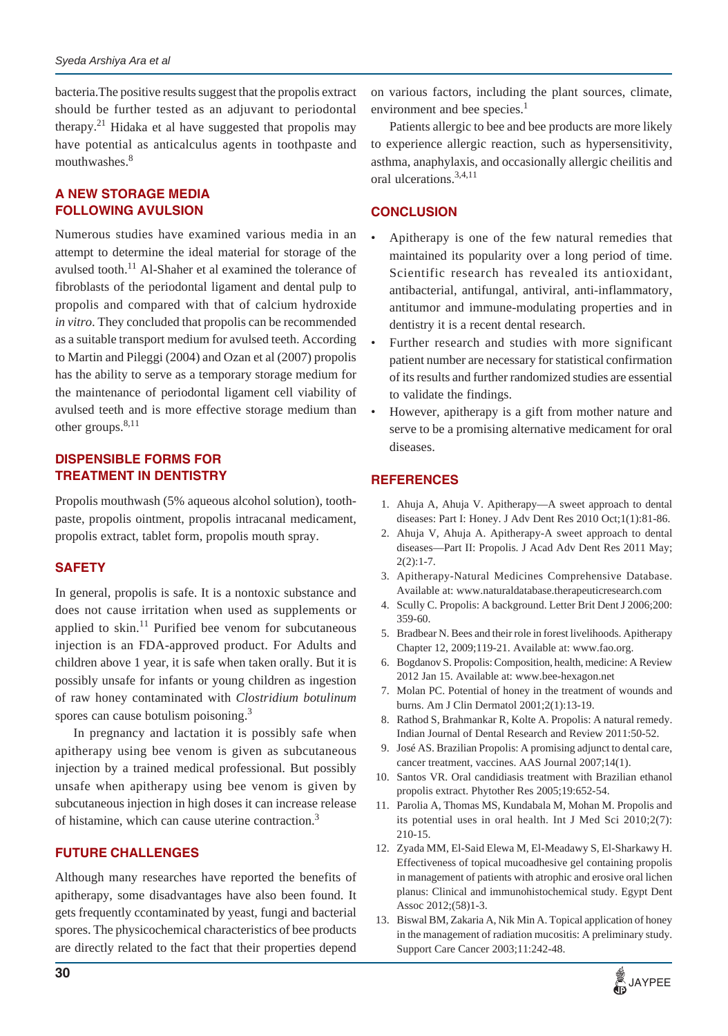bacteria.The positive results suggest that the propolis extract should be further tested as an adjuvant to periodontal therapy.[21] Hidaka et al have suggested that propolis may have potential as anticalculus agents in toothpaste and mouthwashes.[8]

## A NEW STORAGE MEDIA FOLLOWING AVULSION

Numerous studies have examined various media in an attempt to determine the ideal material for storage of the avulsed tooth.[11] Al-Shaher et al examined the tolerance of fibroblasts of the periodontal ligament and dental pulp to propolis and compared with that of calcium hydroxide *in vitro*. They concluded that propolis can be recommended as a suitable transport medium for avulsed teeth. According to Martin and Pileggi (2004) and Ozan et al (2007) propolis has the ability to serve as a temporary storage medium for the maintenance of periodontal ligament cell viability of avulsed teeth and is more effective storage medium than other groups.[8,11]

## DISPENSIBLE FORMS FOR TREATMENT IN DENTISTRY

Propolis mouthwash (5% aqueous alcohol solution), toothpaste, propolis ointment, propolis intracanal medicament, propolis extract, tablet form, propolis mouth spray.

## SAFETY

In general, propolis is safe. It is a nontoxic substance and does not cause irritation when used as supplements or applied to skin.[11] Purified bee venom for subcutaneous injection is an FDA-approved product. For Adults and children above 1 year, it is safe when taken orally. But it is possibly unsafe for infants or young children as ingestion of raw honey contaminated with *Clostridium botulinum* spores can cause botulism poisoning.[3]

In pregnancy and lactation it is possibly safe when apitherapy using bee venom is given as subcutaneous injection by a trained medical professional. But possibly unsafe when apitherapy using bee venom is given by subcutaneous injection in high doses it can increase release of histamine, which can cause uterine contraction.[3]

## FUTURE CHALLENGES

Although many researches have reported the benefits of apitherapy, some disadvantages have also been found. It gets frequently ccontaminated by yeast, fungi and bacterial spores. The physicochemical characteristics of bee products are directly related to the fact that their properties depend on various factors, including the plant sources, climate, environment and bee species.[1]

Patients allergic to bee and bee products are more likely to experience allergic reaction, such as hypersensitivity, asthma, anaphylaxis, and occasionally allergic cheilitis and oral ulcerations.[3,4,11]

## CONCLUSION

- Apitherapy is one of the few natural remedies that maintained its popularity over a long period of time. Scientific research has revealed its antioxidant, antibacterial, antifungal, antiviral, anti-inflammatory, antitumor and immune-modulating properties and in dentistry it is a recent dental research.
- Further research and studies with more significant patient number are necessary for statistical confirmation of its results and further randomized studies are essential to validate the findings.
- However, apitherapy is a gift from mother nature and serve to be a promising alternative medicament for oral diseases.

## REFERENCES

1. Ahuja A, Ahuja V. Apitherapy—A sweet approach to dental diseases: Part I: Honey. J Adv Dent Res 2010 Oct;1(1):81-86.
2. Ahuja V, Ahuja A. Apitherapy-A sweet approach to dental diseases—Part II: Propolis. J Acad Adv Dent Res 2011 May; 2(2):1-7.
3. Apitherapy-Natural Medicines Comprehensive Database. Available at: www.naturaldatabase.therapeuticresearch.com
4. Scully C. Propolis: A background. Letter Brit Dent J 2006;200: 359-60.
5. Bradbear N. Bees and their role in forest livelihoods. Apitherapy Chapter 12, 2009;119-21. Available at: www.fao.org.
6. Bogdanov S. Propolis: Composition, health, medicine: A Review 2012 Jan 15. Available at: www.bee-hexagon.net
7. Molan PC. Potential of honey in the treatment of wounds and burns. Am J Clin Dermatol 2001;2(1):13-19.
8. Rathod S, Brahmankar R, Kolte A. Propolis: A natural remedy. Indian Journal of Dental Research and Review 2011:50-52.
9. José AS. Brazilian Propolis: A promising adjunct to dental care, cancer treatment, vaccines. AAS Journal 2007;14(1).
10. Santos VR. Oral candidiasis treatment with Brazilian ethanol propolis extract. Phytother Res 2005;19:652-54.
11. Parolia A, Thomas MS, Kundabala M, Mohan M. Propolis and its potential uses in oral health. Int J Med Sci 2010;2(7): 210-15.
12. Zyada MM, El-Said Elewa M, El-Meadawy S, El-Sharkawy H. Effectiveness of topical mucoadhesive gel containing propolis in management of patients with atrophic and erosive oral lichen planus: Clinical and immunohistochemical study. Egypt Dent Assoc 2012;(58)1-3.
13. Biswal BM, Zakaria A, Nik Min A. Topical application of honey in the management of radiation mucositis: A preliminary study. Support Care Cancer 2003;11:242-48.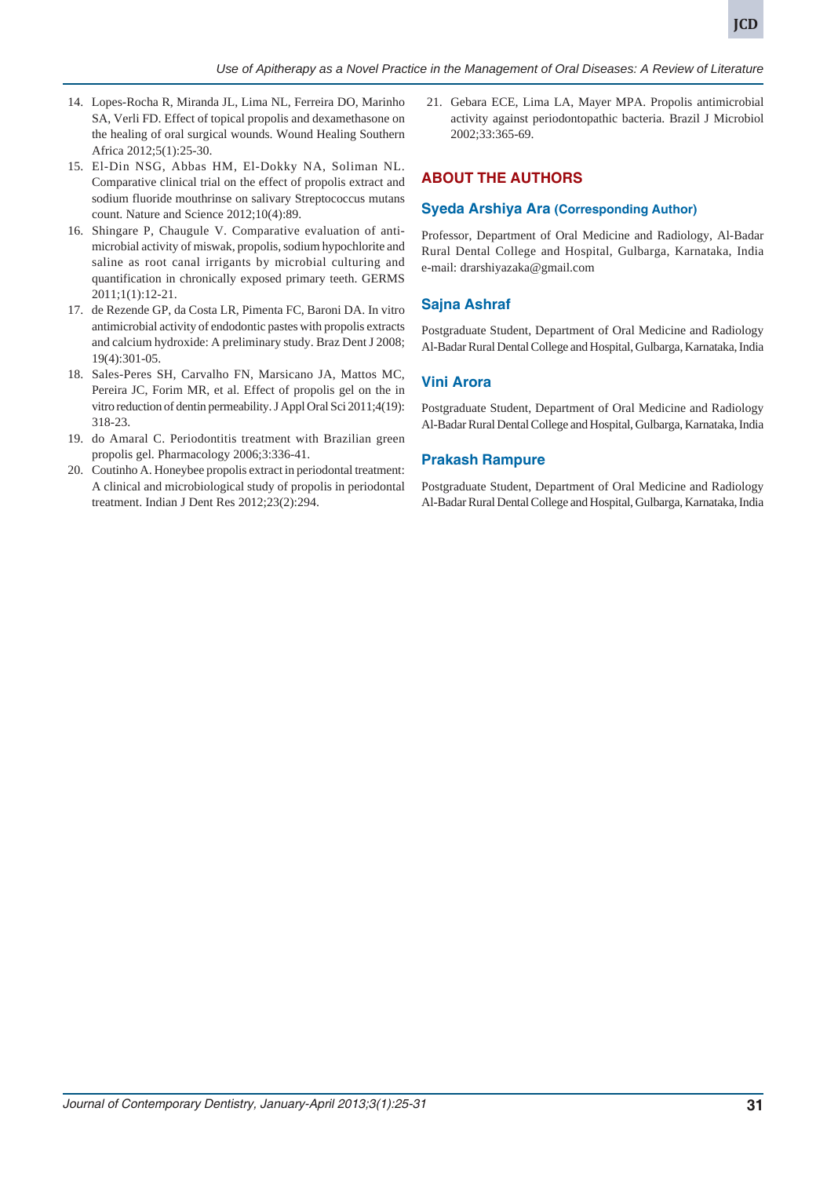14. Lopes-Rocha R, Miranda JL, Lima NL, Ferreira DO, Marinho SA, Verli FD. Effect of topical propolis and dexamethasone on the healing of oral surgical wounds. Wound Healing Southern Africa 2012;5(1):25-30.
15. El-Din NSG, Abbas HM, El-Dokky NA, Soliman NL. Comparative clinical trial on the effect of propolis extract and sodium fluoride mouthrinse on salivary Streptococcus mutans count. Nature and Science 2012;10(4):89.
16. Shingare P, Chaugule V. Comparative evaluation of antimicrobial activity of miswak, propolis, sodium hypochlorite and saline as root canal irrigants by microbial culturing and quantification in chronically exposed primary teeth. GERMS 2011;1(1):12-21.
17. de Rezende GP, da Costa LR, Pimenta FC, Baroni DA. In vitro antimicrobial activity of endodontic pastes with propolis extracts and calcium hydroxide: A preliminary study. Braz Dent J 2008; 19(4):301-05.
18. Sales-Peres SH, Carvalho FN, Marsicano JA, Mattos MC, Pereira JC, Forim MR, et al. Effect of propolis gel on the in vitro reduction of dentin permeability. J Appl Oral Sci 2011;4(19): 318-23.
19. do Amaral C. Periodontitis treatment with Brazilian green propolis gel. Pharmacology 2006;3:336-41.
20. Coutinho A. Honeybee propolis extract in periodontal treatment: A clinical and microbiological study of propolis in periodontal treatment. Indian J Dent Res 2012;23(2):294.
21. Gebara ECE, Lima LA, Mayer MPA. Propolis antimicrobial activity against periodontopathic bacteria. Brazil J Microbiol 2002;33:365-69.

## ABOUT THE AUTHORS

### Syeda Arshiya Ara (Corresponding Author)

Professor, Department of Oral Medicine and Radiology, Al-Badar Rural Dental College and Hospital, Gulbarga, Karnataka, India e-mail: drarshiyazaka@gmail.com

### Sajna Ashraf

Postgraduate Student, Department of Oral Medicine and Radiology Al-Badar Rural Dental College and Hospital, Gulbarga, Karnataka, India

### Vini Arora

Postgraduate Student, Department of Oral Medicine and Radiology Al-Badar Rural Dental College and Hospital, Gulbarga, Karnataka, India

### Prakash Rampure

Postgraduate Student, Department of Oral Medicine and Radiology Al-Badar Rural Dental College and Hospital, Gulbarga, Karnataka, India